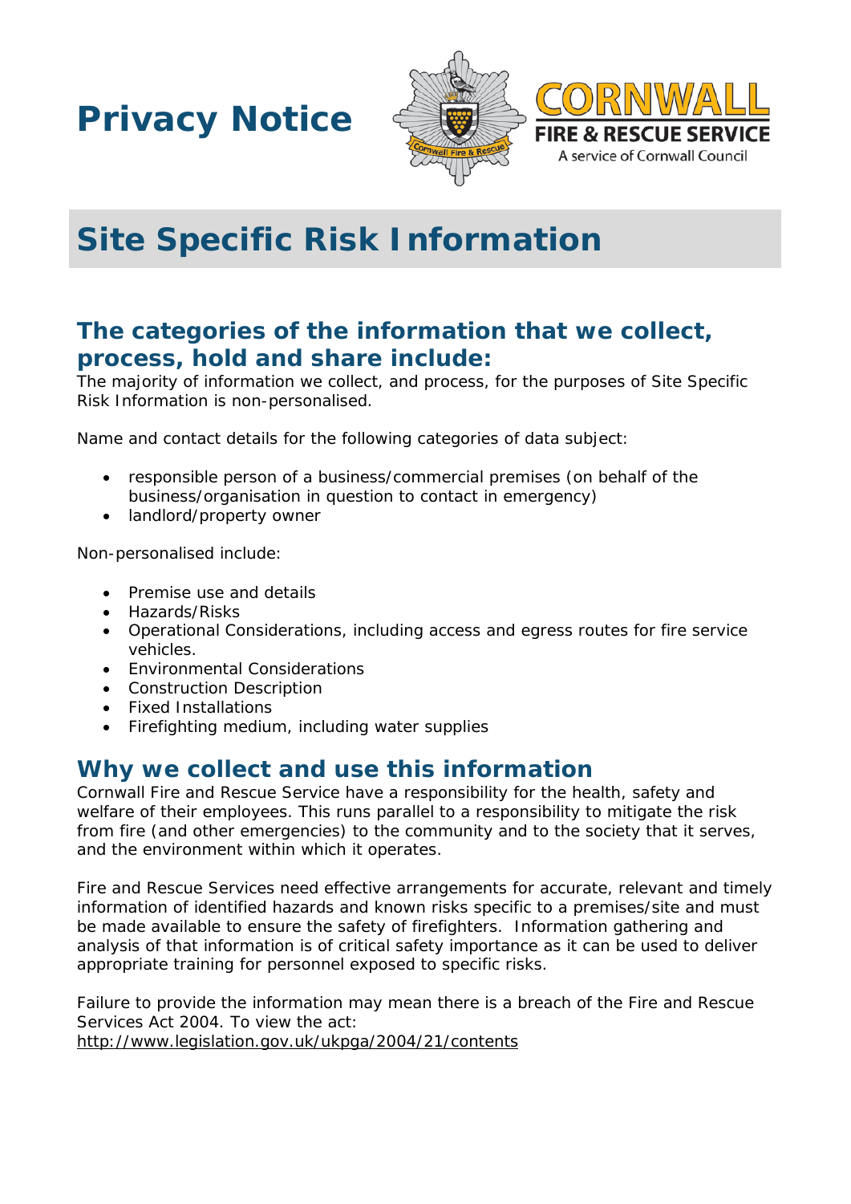# Privacy Notice

# Site Specific Risk Information

## The categories of the information that we collect, process, hold and share include:

The majority of information we collect, and process, for the purposes of Site Specific Risk Information is non-personalised.

Name and contact details for the following categories of data subject:

- responsible person of a business/commercial premises (on behalf of the business/organisation in question to contact in emergency)
- landlord/property owner

Non-personalised include:

- Premise use and details
- Hazards/Risks
- Operational Considerations, including access and egress routes for fire service vehicles.
- Environmental Considerations
- Construction Description
- Fixed Installations
- Firefighting medium, including water supplies

## Why we collect and use this information

Cornwall Fire and Rescue Service have a responsibility for the health, safety and welfare of their employees. This runs parallel to a responsibility to mitigate the risk from fire (and other emergencies) to the community and to the society that it serves, and the environment within which it operates.

Fire and Rescue Services need effective arrangements for accurate, relevant and timely information of identified hazards and known risks specific to a premises/site and must be made available to ensure the safety of firefighters. Information gathering and analysis of that information is of critical safety importance as it can be used to deliver appropriate training for personnel exposed to specific risks.

Failure to provide the information may mean there is a breach of the Fire and Rescue Services Act 2004. To view the act:
http://www.legislation.gov.uk/ukpga/2004/21/contents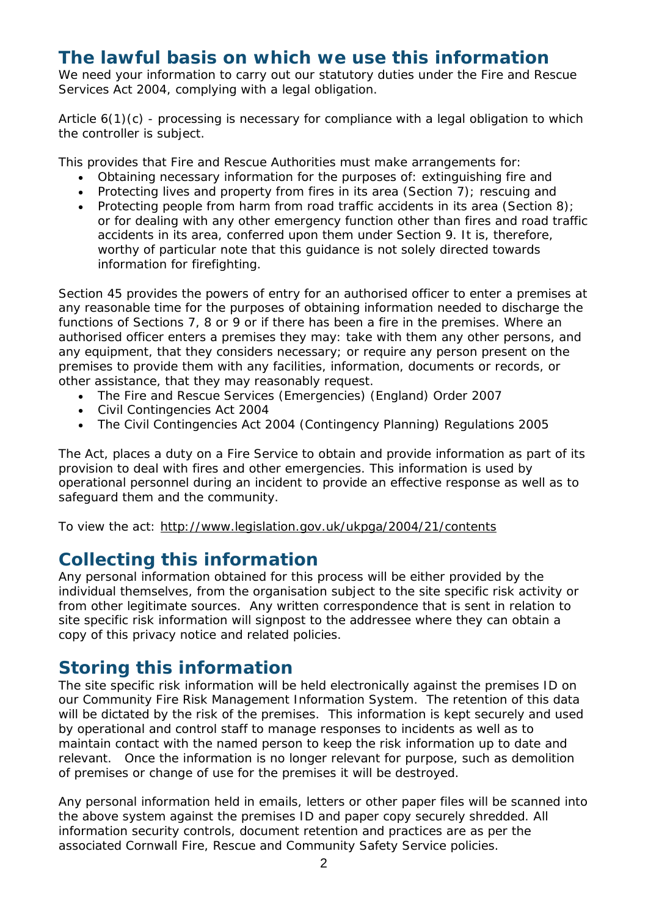## The lawful basis on which we use this information

We need your information to carry out our statutory duties under the Fire and Rescue Services Act 2004, complying with a legal obligation.

Article 6(1)(c) - processing is necessary for compliance with a legal obligation to which the controller is subject.

This provides that Fire and Rescue Authorities must make arrangements for:

- Obtaining necessary information for the purposes of: extinguishing fire and
- Protecting lives and property from fires in its area (Section 7); rescuing and
- Protecting people from harm from road traffic accidents in its area (Section 8); or for dealing with any other emergency function other than fires and road traffic accidents in its area, conferred upon them under Section 9. It is, therefore, worthy of particular note that this guidance is not solely directed towards information for firefighting.

Section 45 provides the powers of entry for an authorised officer to enter a premises at any reasonable time for the purposes of obtaining information needed to discharge the functions of Sections 7, 8 or 9 or if there has been a fire in the premises. Where an authorised officer enters a premises they may: take with them any other persons, and any equipment, that they considers necessary; or require any person present on the premises to provide them with any facilities, information, documents or records, or other assistance, that they may reasonably request.

- The Fire and Rescue Services (Emergencies) (England) Order 2007
- Civil Contingencies Act 2004
- The Civil Contingencies Act 2004 (Contingency Planning) Regulations 2005

The Act, places a duty on a Fire Service to obtain and provide information as part of its provision to deal with fires and other emergencies. This information is used by operational personnel during an incident to provide an effective response as well as to safeguard them and the community.

To view the act: http://www.legislation.gov.uk/ukpga/2004/21/contents

## Collecting this information

Any personal information obtained for this process will be either provided by the individual themselves, from the organisation subject to the site specific risk activity or from other legitimate sources. Any written correspondence that is sent in relation to site specific risk information will signpost to the addressee where they can obtain a copy of this privacy notice and related policies.

## Storing this information

The site specific risk information will be held electronically against the premises ID on our Community Fire Risk Management Information System. The retention of this data will be dictated by the risk of the premises. This information is kept securely and used by operational and control staff to manage responses to incidents as well as to maintain contact with the named person to keep the risk information up to date and relevant. Once the information is no longer relevant for purpose, such as demolition of premises or change of use for the premises it will be destroyed.

Any personal information held in emails, letters or other paper files will be scanned into the above system against the premises ID and paper copy securely shredded. All information security controls, document retention and practices are as per the associated Cornwall Fire, Rescue and Community Safety Service policies.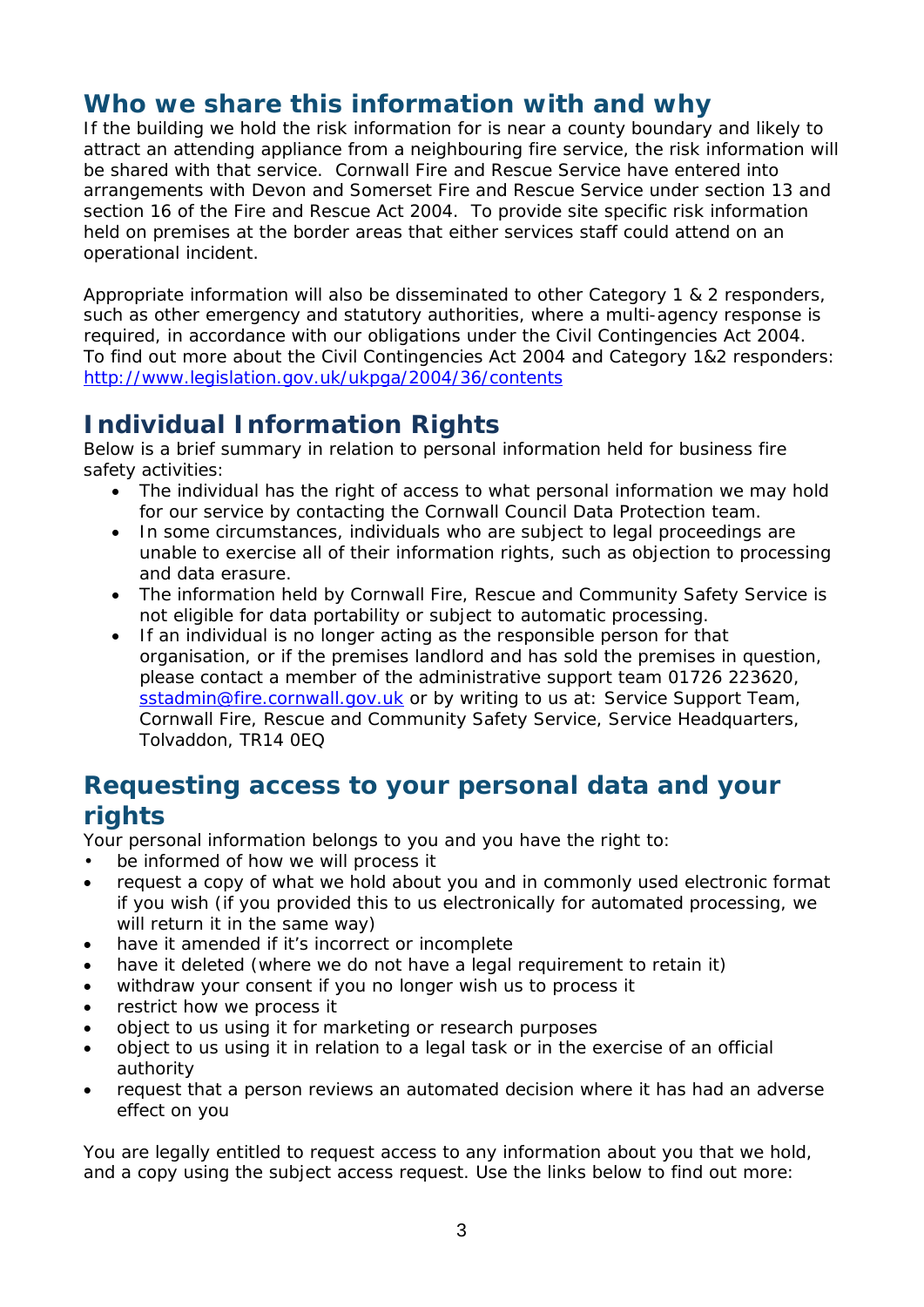## Who we share this information with and why

If the building we hold the risk information for is near a county boundary and likely to attract an attending appliance from a neighbouring fire service, the risk information will be shared with that service. Cornwall Fire and Rescue Service have entered into arrangements with Devon and Somerset Fire and Rescue Service under section 13 and section 16 of the Fire and Rescue Act 2004. To provide site specific risk information held on premises at the border areas that either services staff could attend on an operational incident.

Appropriate information will also be disseminated to other Category 1 & 2 responders, such as other emergency and statutory authorities, where a multi-agency response is required, in accordance with our obligations under the Civil Contingencies Act 2004. To find out more about the Civil Contingencies Act 2004 and Category 1&2 responders: [http://www.legislation.gov.uk/ukpga/2004/36/contents](http://www.legislation.gov.uk/ukpga/2004/36/contents)

## Individual Information Rights

Below is a brief summary in relation to personal information held for business fire safety activities:

- The individual has the right of access to what personal information we may hold for our service by contacting the Cornwall Council Data Protection team.
- In some circumstances, individuals who are subject to legal proceedings are unable to exercise all of their information rights, such as objection to processing and data erasure.
- The information held by Cornwall Fire, Rescue and Community Safety Service is not eligible for data portability or subject to automatic processing.
- If an individual is no longer acting as the responsible person for that organisation, or if the premises landlord and has sold the premises in question, please contact a member of the administrative support team 01726 223620, [sstadmin@fire.cornwall.gov.uk](mailto:sstadmin@fire.cornwall.gov.uk) or by writing to us at: Service Support Team, Cornwall Fire, Rescue and Community Safety Service, Service Headquarters, Tolvaddon, TR14 0EQ

## Requesting access to your personal data and your rights

Your personal information belongs to you and you have the right to:

- be informed of how we will process it
- request a copy of what we hold about you and in commonly used electronic format if you wish (if you provided this to us electronically for automated processing, we will return it in the same way)
- have it amended if it's incorrect or incomplete
- have it deleted (where we do not have a legal requirement to retain it)
- withdraw your consent if you no longer wish us to process it
- restrict how we process it
- object to us using it for marketing or research purposes
- object to us using it in relation to a legal task or in the exercise of an official authority
- request that a person reviews an automated decision where it has had an adverse effect on you

You are legally entitled to request access to any information about you that we hold, and a copy using the subject access request. Use the links below to find out more: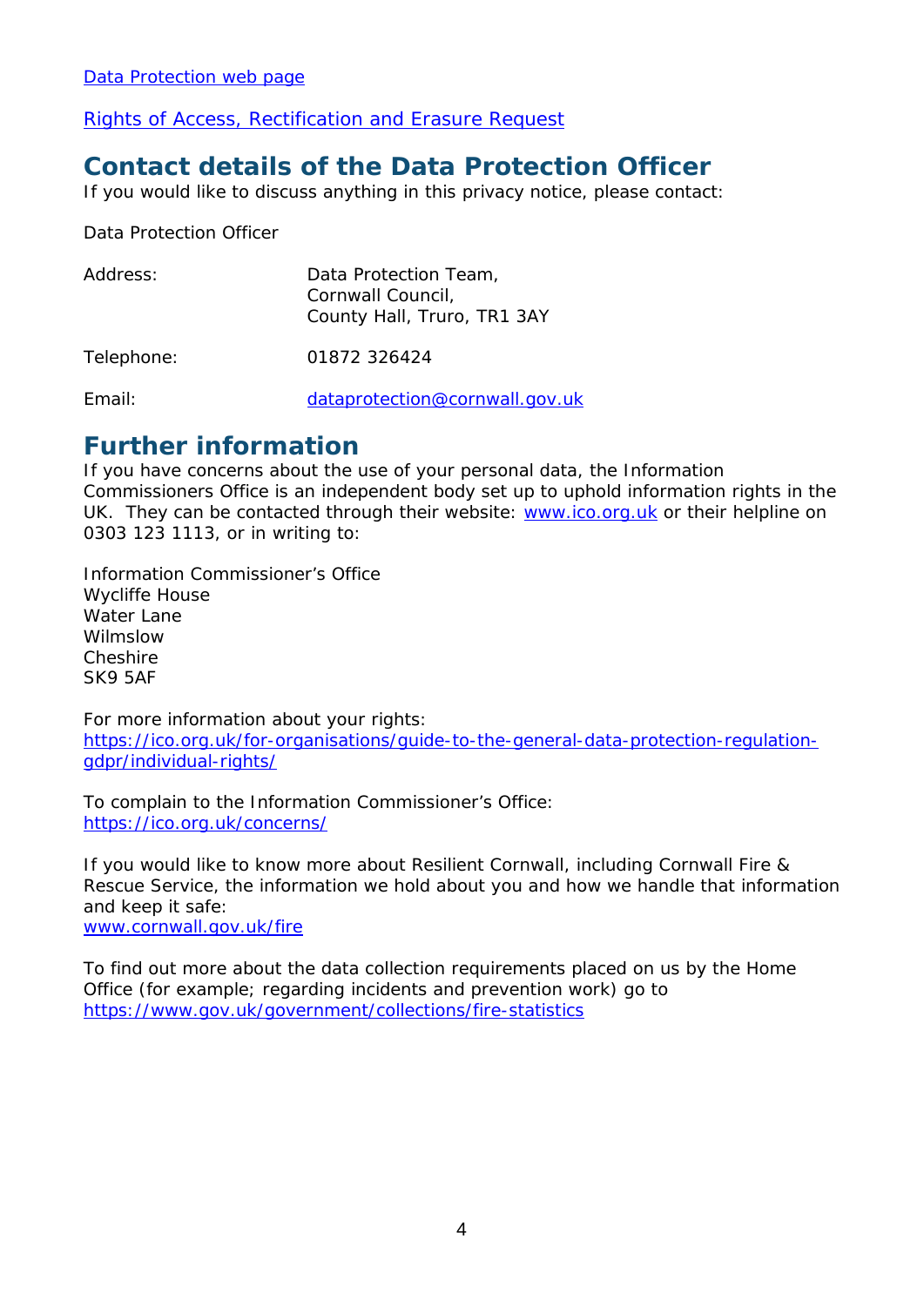[Data Protection web page]

[Rights of Access, Rectification and Erasure Request]

## Contact details of the Data Protection Officer

If you would like to discuss anything in this privacy notice, please contact:

Data Protection Officer

| | |
|---|---|
| Address: | Data Protection Team, Cornwall Council, County Hall, Truro, TR1 3AY |
| Telephone: | 01872 326424 |
| Email: | dataprotection@cornwall.gov.uk |

## Further information

If you have concerns about the use of your personal data, the Information Commissioners Office is an independent body set up to uphold information rights in the UK. They can be contacted through their website: www.ico.org.uk or their helpline on 0303 123 1113, or in writing to:

Information Commissioner's Office
Wycliffe House
Water Lane
Wilmslow
Cheshire
SK9 5AF

For more information about your rights:
https://ico.org.uk/for-organisations/guide-to-the-general-data-protection-regulation-gdpr/individual-rights/

To complain to the Information Commissioner's Office:
https://ico.org.uk/concerns/

If you would like to know more about Resilient Cornwall, including Cornwall Fire & Rescue Service, the information we hold about you and how we handle that information and keep it safe:
www.cornwall.gov.uk/fire

To find out more about the data collection requirements placed on us by the Home Office (for example; regarding incidents and prevention work) go to
https://www.gov.uk/government/collections/fire-statistics